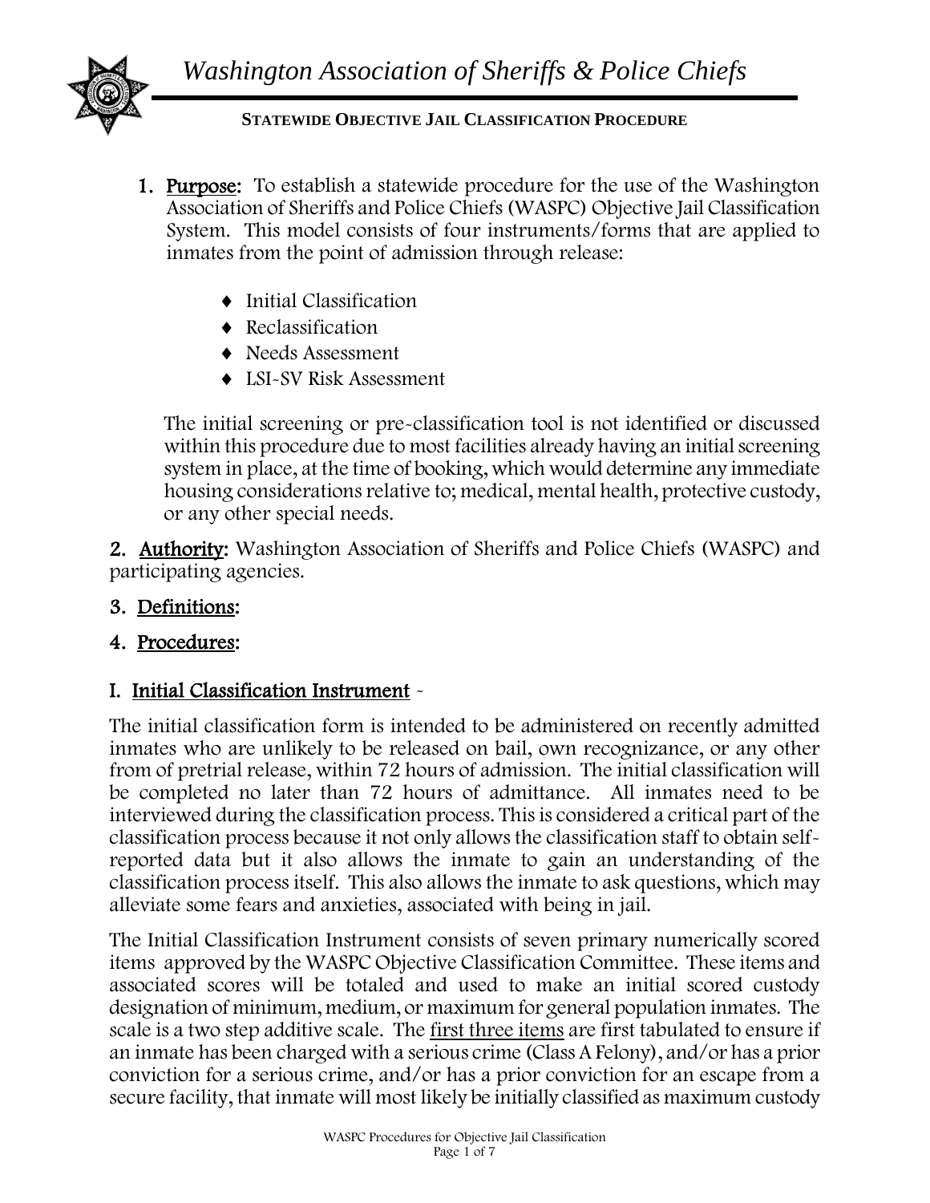# Washington Association of Sheriffs & Police Chiefs

**STATEWIDE OBJECTIVE JAIL CLASSIFICATION PROCEDURE**

1. **Purpose:** To establish a statewide procedure for the use of the Washington Association of Sheriffs and Police Chiefs (WASPC) Objective Jail Classification System. This model consists of four instruments/forms that are applied to inmates from the point of admission through release:

   - Initial Classification
   - Reclassification
   - Needs Assessment
   - LSI-SV Risk Assessment

   The initial screening or pre-classification tool is not identified or discussed within this procedure due to most facilities already having an initial screening system in place, at the time of booking, which would determine any immediate housing considerations relative to; medical, mental health, protective custody, or any other special needs.

2. **Authority:** Washington Association of Sheriffs and Police Chiefs (WASPC) and participating agencies.

3. **Definitions:**

4. **Procedures:**

## I. Initial Classification Instrument -

The initial classification form is intended to be administered on recently admitted inmates who are unlikely to be released on bail, own recognizance, or any other from of pretrial release, within 72 hours of admission. The initial classification will be completed no later than 72 hours of admittance. All inmates need to be interviewed during the classification process. This is considered a critical part of the classification process because it not only allows the classification staff to obtain self-reported data but it also allows the inmate to gain an understanding of the classification process itself. This also allows the inmate to ask questions, which may alleviate some fears and anxieties, associated with being in jail.

The Initial Classification Instrument consists of seven primary numerically scored items approved by the WASPC Objective Classification Committee. These items and associated scores will be totaled and used to make an initial scored custody designation of minimum, medium, or maximum for general population inmates. The scale is a two step additive scale. The first three items are first tabulated to ensure if an inmate has been charged with a serious crime (Class A Felony), and/or has a prior conviction for a serious crime, and/or has a prior conviction for an escape from a secure facility, that inmate will most likely be initially classified as maximum custody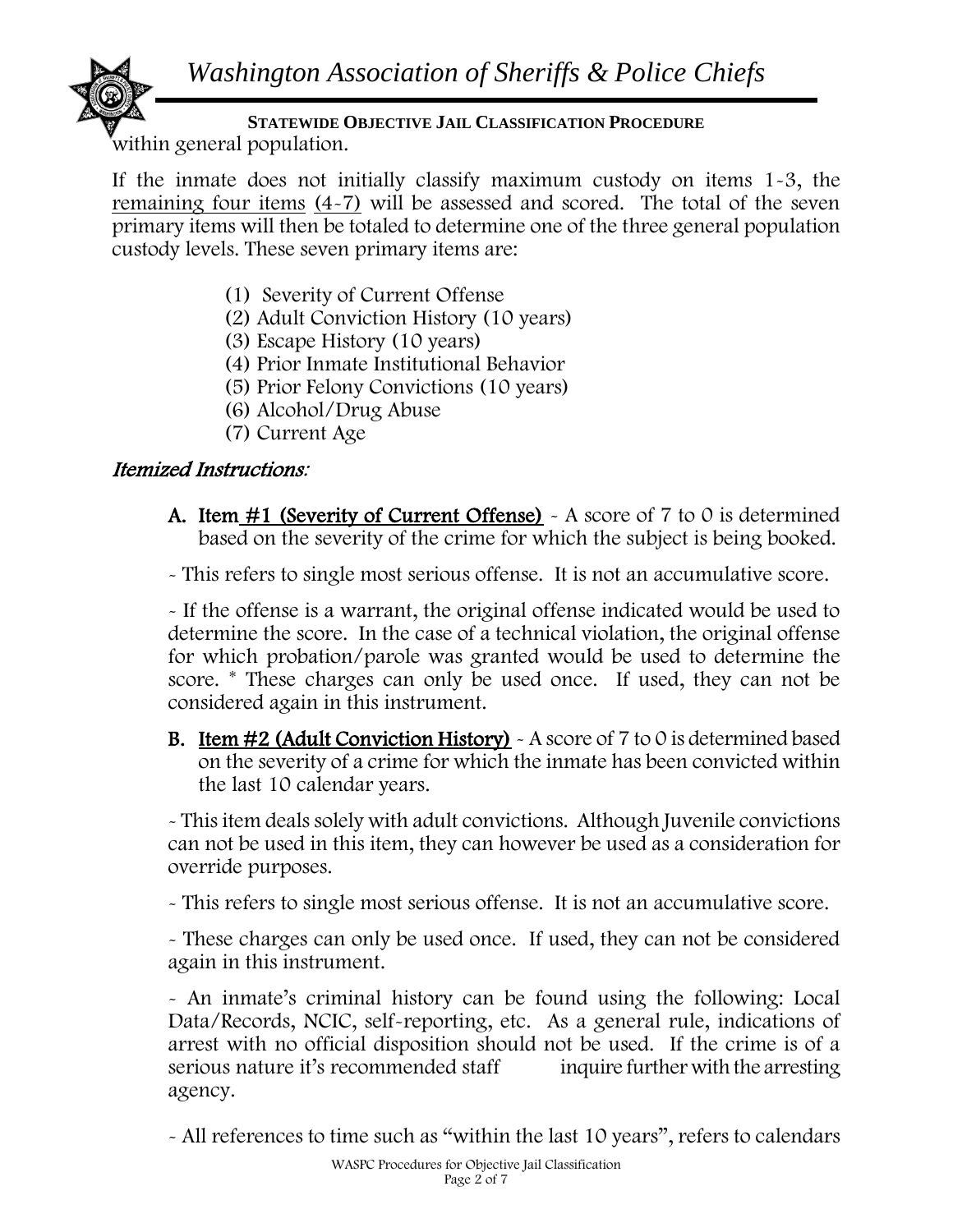within general population.

If the inmate does not initially classify maximum custody on items 1-3, the remaining four items (4-7) will be assessed and scored. The total of the seven primary items will then be totaled to determine one of the three general population custody levels. These seven primary items are:

(1) Severity of Current Offense
(2) Adult Conviction History (10 years)
(3) Escape History (10 years)
(4) Prior Inmate Institutional Behavior
(5) Prior Felony Convictions (10 years)
(6) Alcohol/Drug Abuse
(7) Current Age

### *Itemized Instructions:*

**A. Item #1 (Severity of Current Offense)** - A score of 7 to 0 is determined based on the severity of the crime for which the subject is being booked.

- This refers to single most serious offense. It is not an accumulative score.

- If the offense is a warrant, the original offense indicated would be used to determine the score. In the case of a technical violation, the original offense for which probation/parole was granted would be used to determine the score. * These charges can only be used once. If used, they can not be considered again in this instrument.

**B. Item #2 (Adult Conviction History)** - A score of 7 to 0 is determined based on the severity of a crime for which the inmate has been convicted within the last 10 calendar years.

- This item deals solely with adult convictions. Although Juvenile convictions can not be used in this item, they can however be used as a consideration for override purposes.

- This refers to single most serious offense. It is not an accumulative score.

- These charges can only be used once. If used, they can not be considered again in this instrument.

- An inmate's criminal history can be found using the following: Local Data/Records, NCIC, self-reporting, etc. As a general rule, indications of arrest with no official disposition should not be used. If the crime is of a serious nature it's recommended staff inquire further with the arresting agency.

- All references to time such as "within the last 10 years", refers to calendars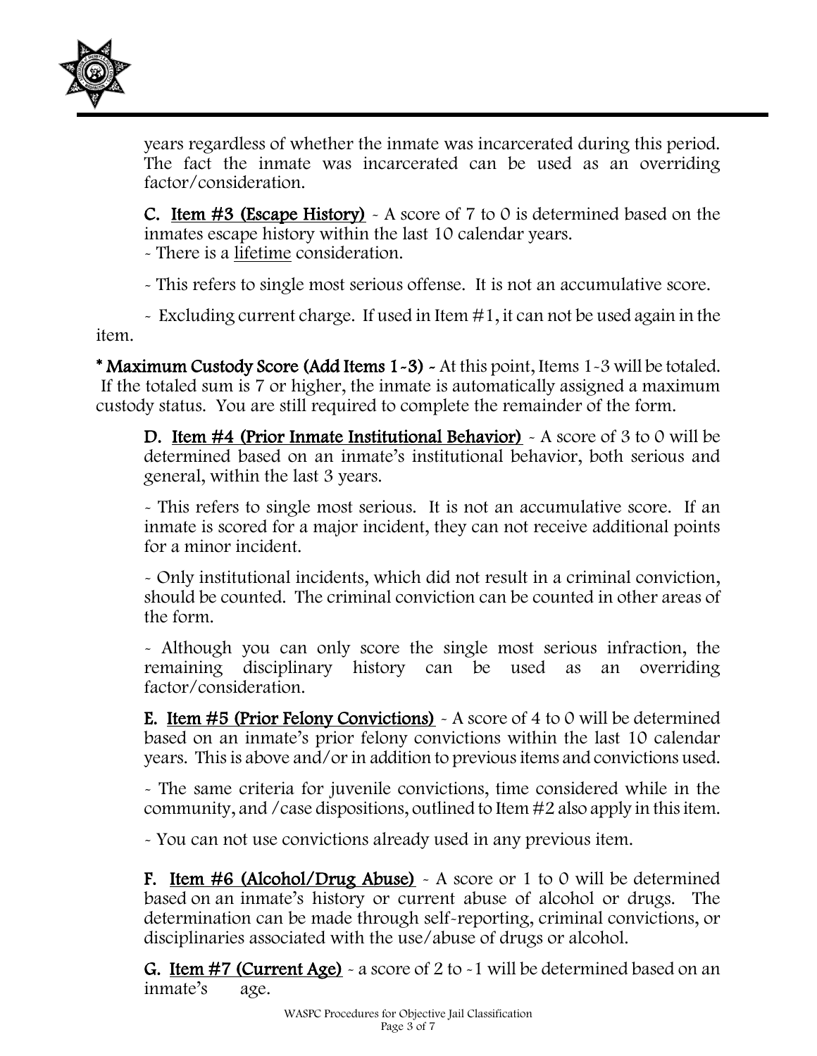years regardless of whether the inmate was incarcerated during this period. The fact the inmate was incarcerated can be used as an overriding factor/consideration.

**C. Item #3 (Escape History)** - A score of 7 to 0 is determined based on the inmates escape history within the last 10 calendar years.
- There is a lifetime consideration.

- This refers to single most serious offense. It is not an accumulative score.

- Excluding current charge. If used in Item #1, it can not be used again in the item.

**\* Maximum Custody Score (Add Items 1-3) -** At this point, Items 1-3 will be totaled. If the totaled sum is 7 or higher, the inmate is automatically assigned a maximum custody status. You are still required to complete the remainder of the form.

**D. Item #4 (Prior Inmate Institutional Behavior)** - A score of 3 to 0 will be determined based on an inmate's institutional behavior, both serious and general, within the last 3 years.

- This refers to single most serious. It is not an accumulative score. If an inmate is scored for a major incident, they can not receive additional points for a minor incident.

- Only institutional incidents, which did not result in a criminal conviction, should be counted. The criminal conviction can be counted in other areas of the form.

- Although you can only score the single most serious infraction, the remaining disciplinary history can be used as an overriding factor/consideration.

**E. Item #5 (Prior Felony Convictions)** - A score of 4 to 0 will be determined based on an inmate's prior felony convictions within the last 10 calendar years. This is above and/or in addition to previous items and convictions used.

- The same criteria for juvenile convictions, time considered while in the community, and /case dispositions, outlined to Item #2 also apply in this item.

- You can not use convictions already used in any previous item.

**F. Item #6 (Alcohol/Drug Abuse)** - A score or 1 to 0 will be determined based on an inmate's history or current abuse of alcohol or drugs. The determination can be made through self-reporting, criminal convictions, or disciplinaries associated with the use/abuse of drugs or alcohol.

**G. Item #7 (Current Age)** - a score of 2 to -1 will be determined based on an inmate's age.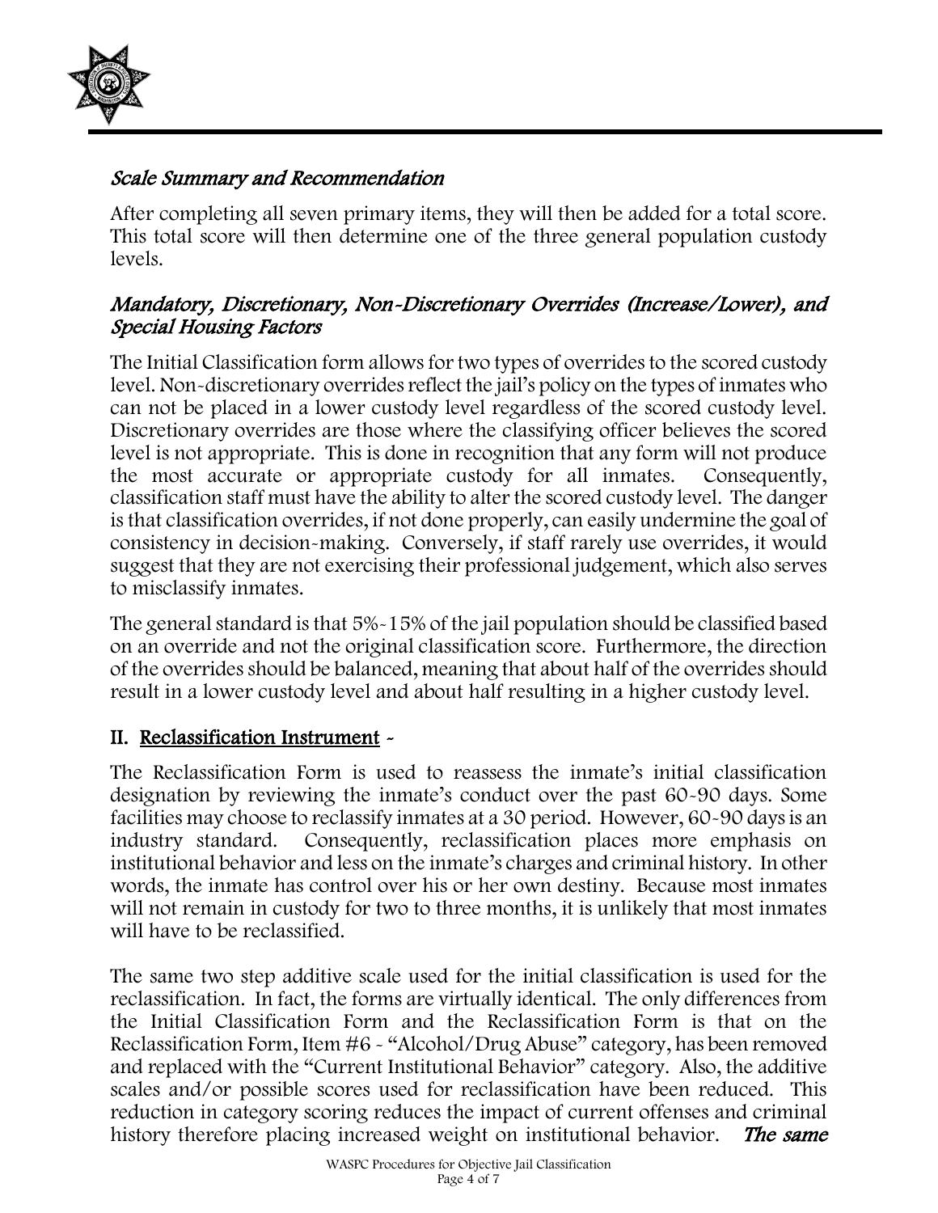### *Scale Summary and Recommendation*

After completing all seven primary items, they will then be added for a total score. This total score will then determine one of the three general population custody levels.

### *Mandatory, Discretionary, Non-Discretionary Overrides (Increase/Lower), and Special Housing Factors*

The Initial Classification form allows for two types of overrides to the scored custody level. Non-discretionary overrides reflect the jail's policy on the types of inmates who can not be placed in a lower custody level regardless of the scored custody level. Discretionary overrides are those where the classifying officer believes the scored level is not appropriate. This is done in recognition that any form will not produce the most accurate or appropriate custody for all inmates. Consequently, classification staff must have the ability to alter the scored custody level. The danger is that classification overrides, if not done properly, can easily undermine the goal of consistency in decision-making. Conversely, if staff rarely use overrides, it would suggest that they are not exercising their professional judgement, which also serves to misclassify inmates.

The general standard is that 5%-15% of the jail population should be classified based on an override and not the original classification score. Furthermore, the direction of the overrides should be balanced, meaning that about half of the overrides should result in a lower custody level and about half resulting in a higher custody level.

## II. <u>Reclassification Instrument</u> -

The Reclassification Form is used to reassess the inmate's initial classification designation by reviewing the inmate's conduct over the past 60-90 days. Some facilities may choose to reclassify inmates at a 30 period. However, 60-90 days is an industry standard. Consequently, reclassification places more emphasis on institutional behavior and less on the inmate's charges and criminal history. In other words, the inmate has control over his or her own destiny. Because most inmates will not remain in custody for two to three months, it is unlikely that most inmates will have to be reclassified.

The same two step additive scale used for the initial classification is used for the reclassification. In fact, the forms are virtually identical. The only differences from the Initial Classification Form and the Reclassification Form is that on the Reclassification Form, Item #6 - "Alcohol/Drug Abuse" category, has been removed and replaced with the "Current Institutional Behavior" category. Also, the additive scales and/or possible scores used for reclassification have been reduced. This reduction in category scoring reduces the impact of current offenses and criminal history therefore placing increased weight on institutional behavior. ***The same***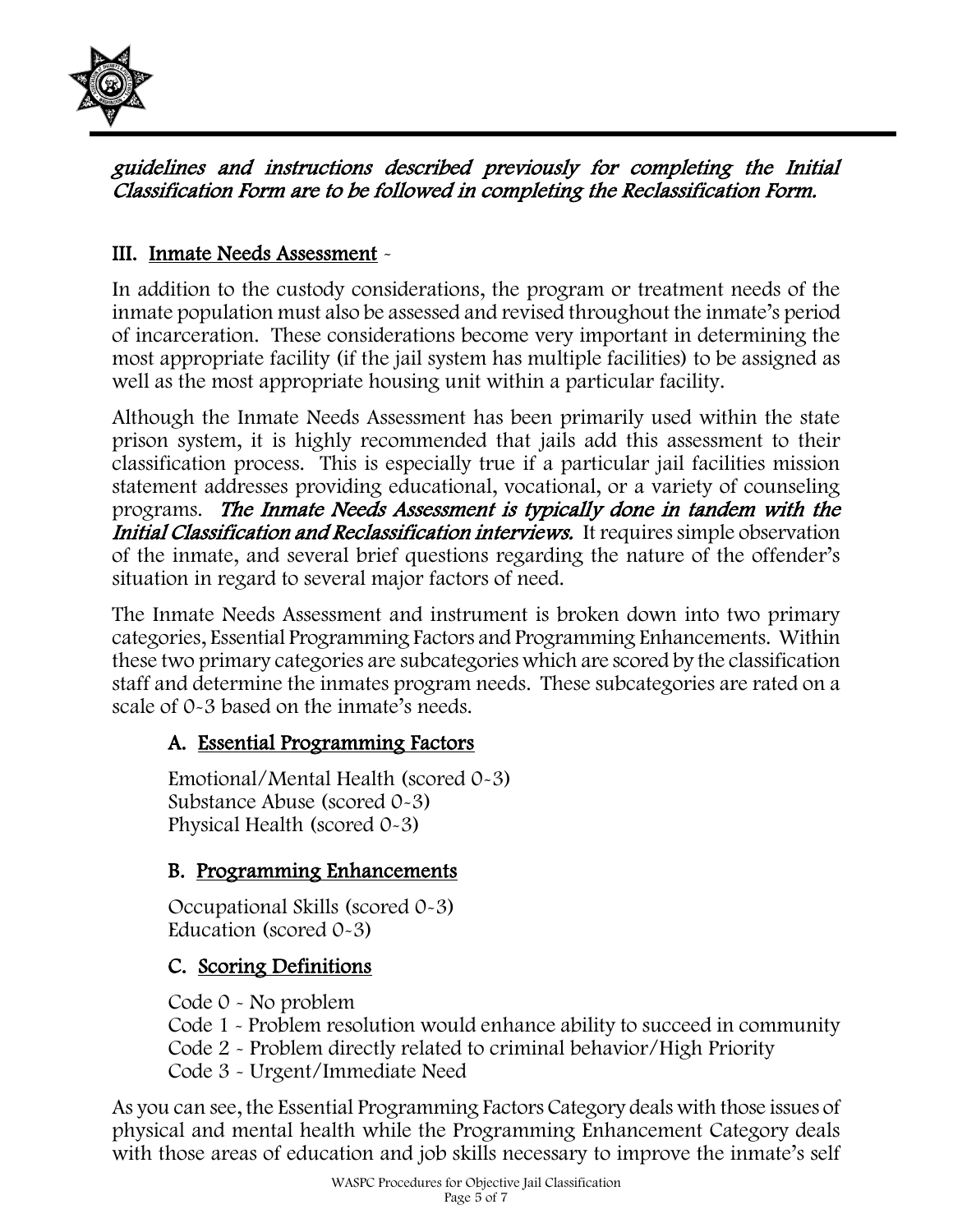*guidelines and instructions described previously for completing the Initial Classification Form are to be followed in completing the Reclassification Form.*

## III. Inmate Needs Assessment -

In addition to the custody considerations, the program or treatment needs of the inmate population must also be assessed and revised throughout the inmate's period of incarceration. These considerations become very important in determining the most appropriate facility (if the jail system has multiple facilities) to be assigned as well as the most appropriate housing unit within a particular facility.

Although the Inmate Needs Assessment has been primarily used within the state prison system, it is highly recommended that jails add this assessment to their classification process. This is especially true if a particular jail facilities mission statement addresses providing educational, vocational, or a variety of counseling programs. ***The Inmate Needs Assessment is typically done in tandem with the Initial Classification and Reclassification interviews.*** It requires simple observation of the inmate, and several brief questions regarding the nature of the offender's situation in regard to several major factors of need.

The Inmate Needs Assessment and instrument is broken down into two primary categories, Essential Programming Factors and Programming Enhancements. Within these two primary categories are subcategories which are scored by the classification staff and determine the inmates program needs. These subcategories are rated on a scale of 0-3 based on the inmate's needs.

### A. Essential Programming Factors

Emotional/Mental Health (scored 0-3)
Substance Abuse (scored 0-3)
Physical Health (scored 0-3)

### B. Programming Enhancements

Occupational Skills (scored 0-3)
Education (scored 0-3)

### C. Scoring Definitions

Code 0 - No problem
Code 1 - Problem resolution would enhance ability to succeed in community
Code 2 - Problem directly related to criminal behavior/High Priority
Code 3 - Urgent/Immediate Need

As you can see, the Essential Programming Factors Category deals with those issues of physical and mental health while the Programming Enhancement Category deals with those areas of education and job skills necessary to improve the inmate's self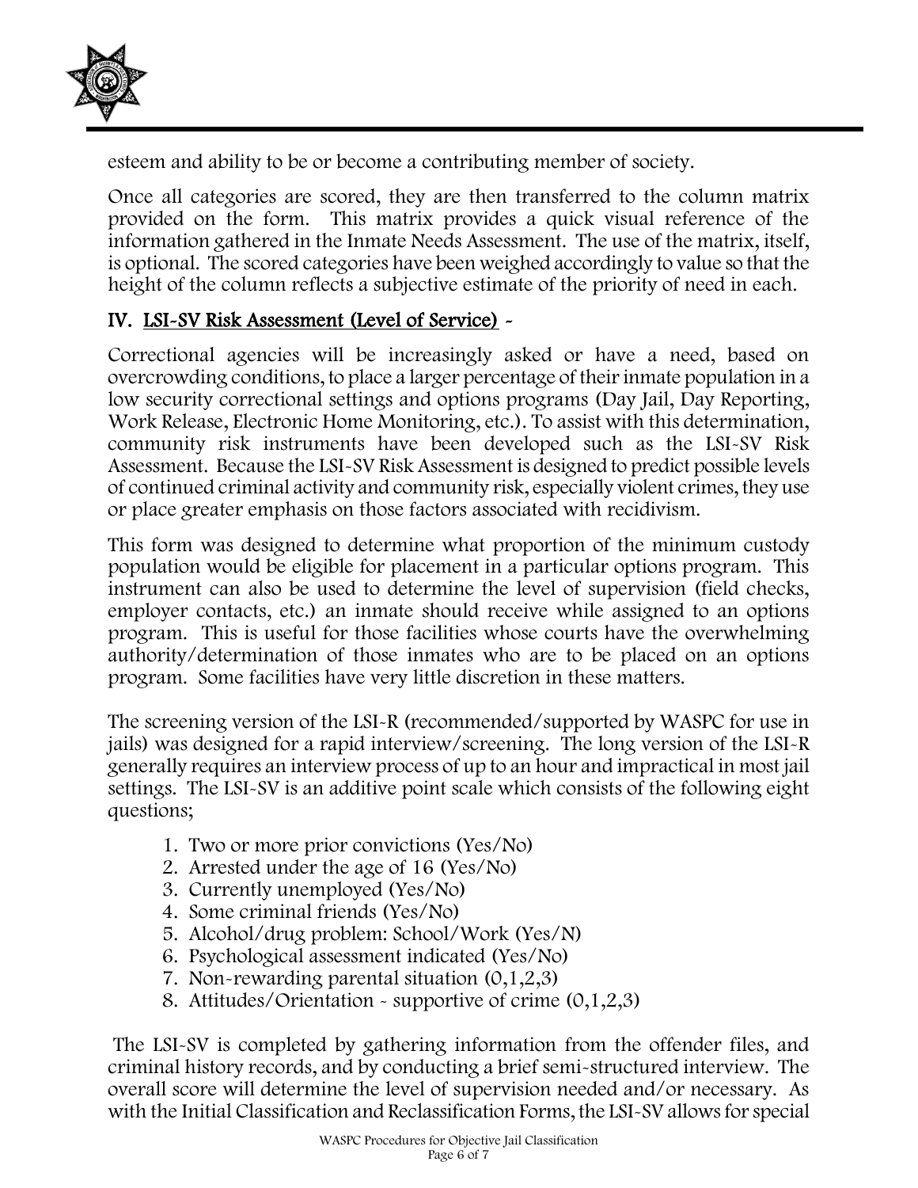esteem and ability to be or become a contributing member of society.

Once all categories are scored, they are then transferred to the column matrix provided on the form. This matrix provides a quick visual reference of the information gathered in the Inmate Needs Assessment. The use of the matrix, itself, is optional. The scored categories have been weighed accordingly to value so that the height of the column reflects a subjective estimate of the priority of need in each.

## IV. LSI-SV Risk Assessment (Level of Service) -

Correctional agencies will be increasingly asked or have a need, based on overcrowding conditions, to place a larger percentage of their inmate population in a low security correctional settings and options programs (Day Jail, Day Reporting, Work Release, Electronic Home Monitoring, etc.). To assist with this determination, community risk instruments have been developed such as the LSI-SV Risk Assessment. Because the LSI-SV Risk Assessment is designed to predict possible levels of continued criminal activity and community risk, especially violent crimes, they use or place greater emphasis on those factors associated with recidivism.

This form was designed to determine what proportion of the minimum custody population would be eligible for placement in a particular options program. This instrument can also be used to determine the level of supervision (field checks, employer contacts, etc.) an inmate should receive while assigned to an options program. This is useful for those facilities whose courts have the overwhelming authority/determination of those inmates who are to be placed on an options program. Some facilities have very little discretion in these matters.

The screening version of the LSI-R (recommended/supported by WASPC for use in jails) was designed for a rapid interview/screening. The long version of the LSI-R generally requires an interview process of up to an hour and impractical in most jail settings. The LSI-SV is an additive point scale which consists of the following eight questions;

1. Two or more prior convictions (Yes/No)
2. Arrested under the age of 16 (Yes/No)
3. Currently unemployed (Yes/No)
4. Some criminal friends (Yes/No)
5. Alcohol/drug problem: School/Work (Yes/N)
6. Psychological assessment indicated (Yes/No)
7. Non-rewarding parental situation (0,1,2,3)
8. Attitudes/Orientation - supportive of crime (0,1,2,3)

The LSI-SV is completed by gathering information from the offender files, and criminal history records, and by conducting a brief semi-structured interview. The overall score will determine the level of supervision needed and/or necessary. As with the Initial Classification and Reclassification Forms, the LSI-SV allows for special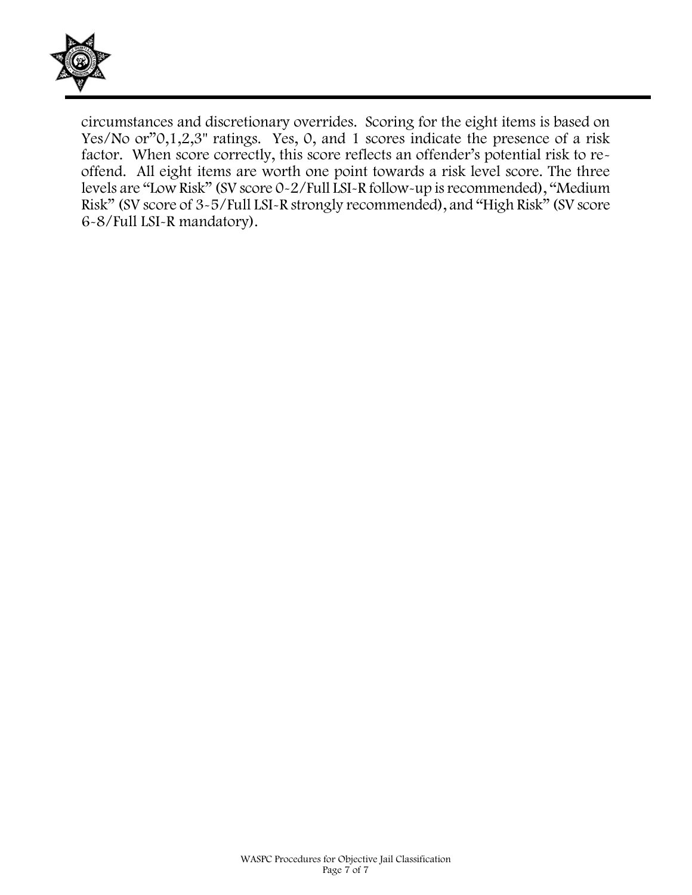circumstances and discretionary overrides. Scoring for the eight items is based on Yes/No or"0,1,2,3" ratings. Yes, 0, and 1 scores indicate the presence of a risk factor. When score correctly, this score reflects an offender's potential risk to re-offend. All eight items are worth one point towards a risk level score. The three levels are "Low Risk" (SV score 0-2/Full LSI-R follow-up is recommended), "Medium Risk" (SV score of 3-5/Full LSI-R strongly recommended), and "High Risk" (SV score 6-8/Full LSI-R mandatory).